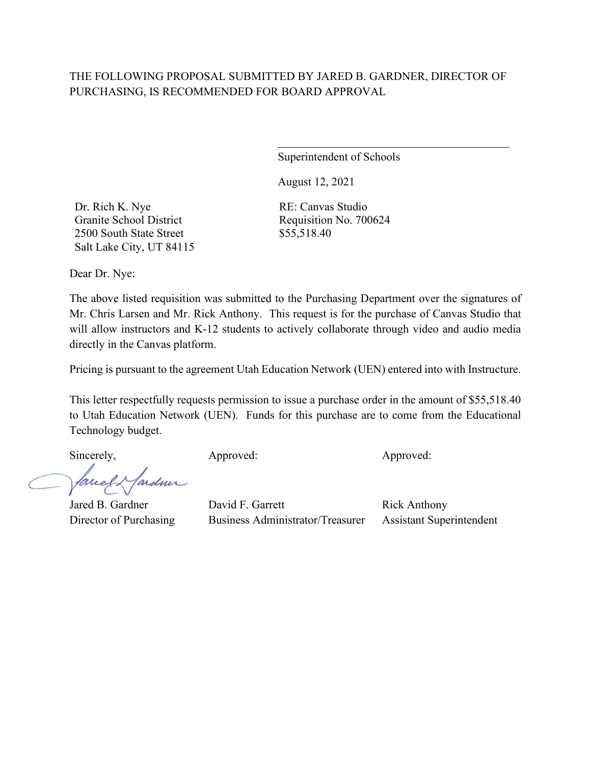THE FOLLOWING PROPOSAL SUBMITTED BY JARED B. GARDNER, DIRECTOR OF PURCHASING, IS RECOMMENDED FOR BOARD APPROVAL

\_\_\_\_\_\_\_\_\_\_\_\_\_\_\_\_\_\_\_\_\_\_\_\_\_\_\_\_\_\_\_\_\_\_\_\_\_\_\_\_

Superintendent of Schools

August 12, 2021

Dr. Rich K. Nye
Granite School District
2500 South State Street
Salt Lake City, UT 84115

RE: Canvas Studio
Requisition No. 700624
$55,518.40

Dear Dr. Nye:

The above listed requisition was submitted to the Purchasing Department over the signatures of Mr. Chris Larsen and Mr. Rick Anthony. This request is for the purchase of Canvas Studio that will allow instructors and K-12 students to actively collaborate through video and audio media directly in the Canvas platform.

Pricing is pursuant to the agreement Utah Education Network (UEN) entered into with Instructure.

This letter respectfully requests permission to issue a purchase order in the amount of $55,518.40 to Utah Education Network (UEN). Funds for this purchase are to come from the Educational Technology budget.

| Sincerely, | Approved: | Approved: |
| --- | --- | --- |
| Jared B. Gardner | David F. Garrett | Rick Anthony |
| Director of Purchasing | Business Administrator/Treasurer | Assistant Superintendent |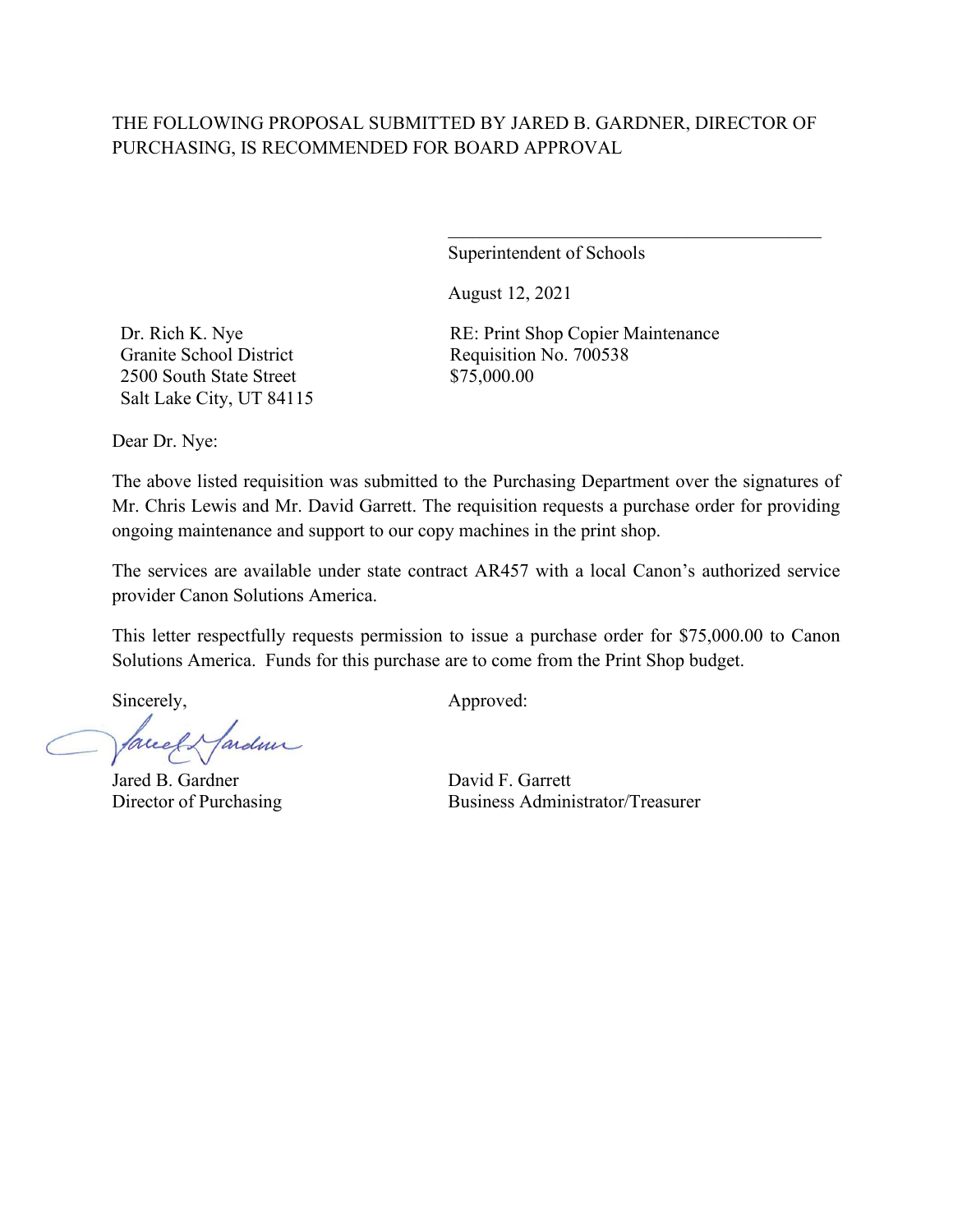THE FOLLOWING PROPOSAL SUBMITTED BY JARED B. GARDNER, DIRECTOR OF PURCHASING, IS RECOMMENDED FOR BOARD APPROVAL

\_\_\_\_\_\_\_\_\_\_\_\_\_\_\_\_\_\_\_\_\_\_\_\_\_\_\_\_\_\_\_\_\_\_\_\_\_\_\_\_

Superintendent of Schools

August 12, 2021

Dr. Rich K. Nye
Granite School District
2500 South State Street
Salt Lake City, UT 84115

RE: Print Shop Copier Maintenance
Requisition No. 700538
$75,000.00

Dear Dr. Nye:

The above listed requisition was submitted to the Purchasing Department over the signatures of Mr. Chris Lewis and Mr. David Garrett. The requisition requests a purchase order for providing ongoing maintenance and support to our copy machines in the print shop.

The services are available under state contract AR457 with a local Canon's authorized service provider Canon Solutions America.

This letter respectfully requests permission to issue a purchase order for $75,000.00 to Canon Solutions America. Funds for this purchase are to come from the Print Shop budget.

Sincerely,

Jared B. Gardner
Director of Purchasing

Approved:

David F. Garrett
Business Administrator/Treasurer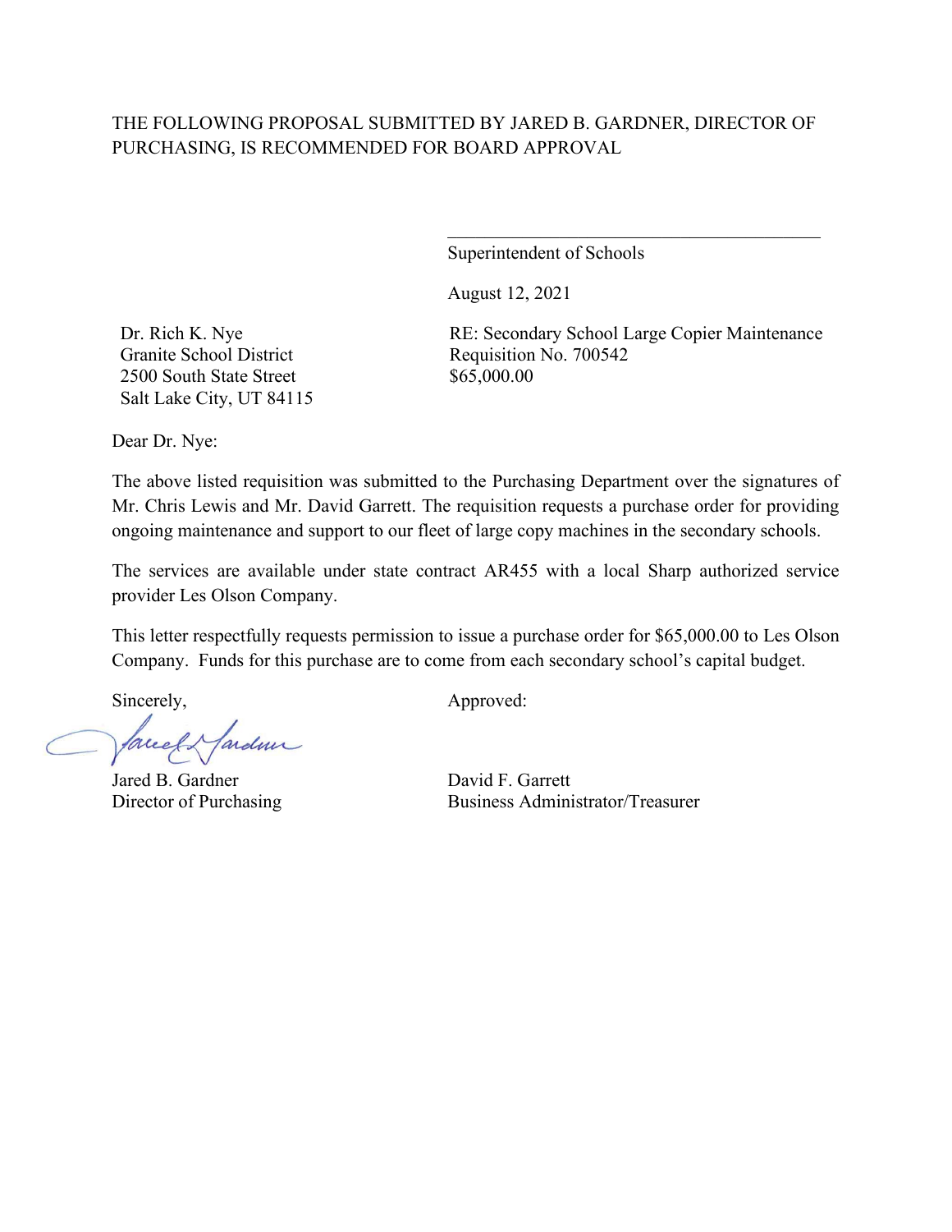THE FOLLOWING PROPOSAL SUBMITTED BY JARED B. GARDNER, DIRECTOR OF PURCHASING, IS RECOMMENDED FOR BOARD APPROVAL

\_\_\_\_\_\_\_\_\_\_\_\_\_\_\_\_\_\_\_\_\_\_\_\_\_\_\_\_\_\_\_\_\_\_\_\_\_\_\_\_

Superintendent of Schools

August 12, 2021

Dr. Rich K. Nye
Granite School District
2500 South State Street
Salt Lake City, UT 84115

RE: Secondary School Large Copier Maintenance
Requisition No. 700542
$65,000.00

Dear Dr. Nye:

The above listed requisition was submitted to the Purchasing Department over the signatures of Mr. Chris Lewis and Mr. David Garrett. The requisition requests a purchase order for providing ongoing maintenance and support to our fleet of large copy machines in the secondary schools.

The services are available under state contract AR455 with a local Sharp authorized service provider Les Olson Company.

This letter respectfully requests permission to issue a purchase order for $65,000.00 to Les Olson Company. Funds for this purchase are to come from each secondary school's capital budget.

Sincerely,

Jared B. Gardner
Director of Purchasing

Approved:

David F. Garrett
Business Administrator/Treasurer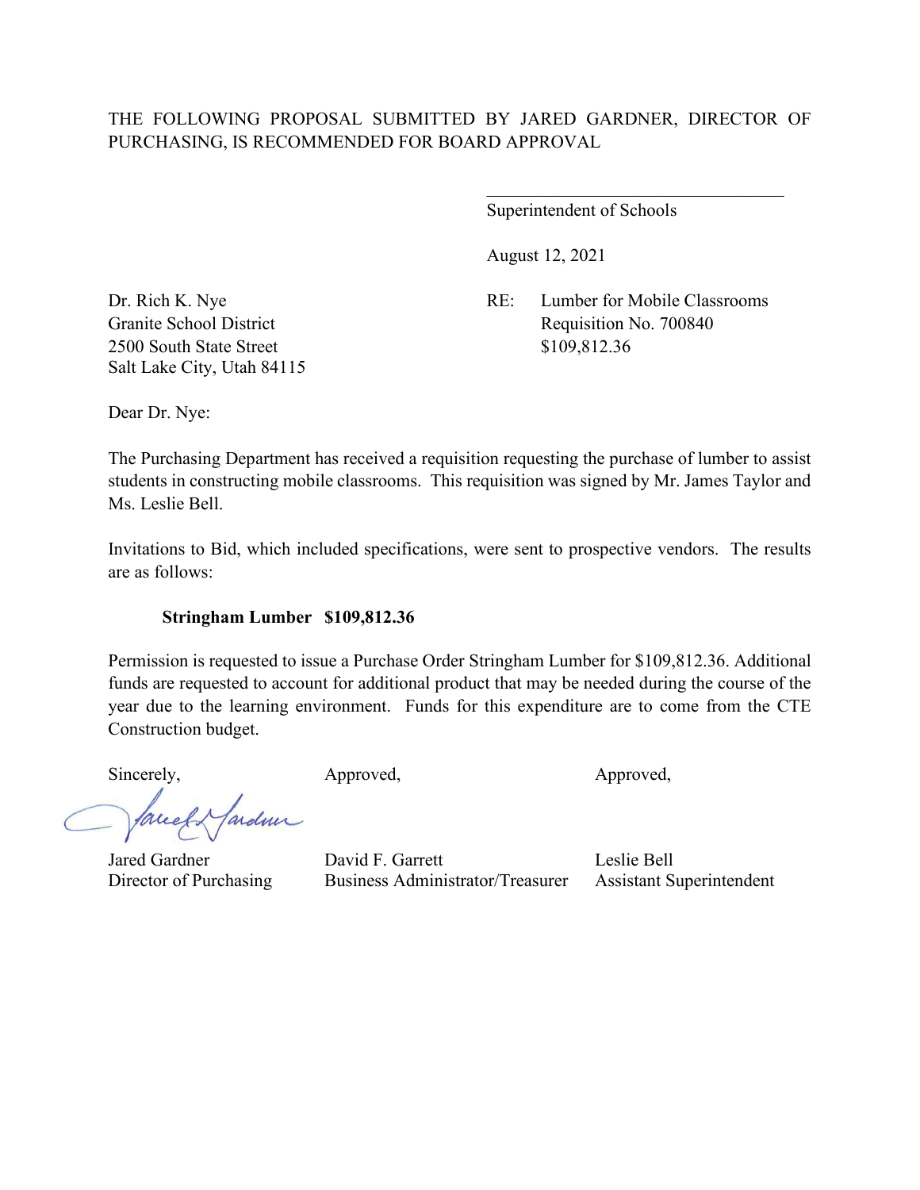THE FOLLOWING PROPOSAL SUBMITTED BY JARED GARDNER, DIRECTOR OF PURCHASING, IS RECOMMENDED FOR BOARD APPROVAL

\_\_\_\_\_\_\_\_\_\_\_\_\_\_\_\_\_\_\_\_\_\_\_\_\_\_\_\_\_\_\_\_\_\_\_

Superintendent of Schools

August 12, 2021

Dr. Rich K. Nye
Granite School District
2500 South State Street
Salt Lake City, Utah 84115

RE: Lumber for Mobile Classrooms
Requisition No. 700840
$109,812.36

Dear Dr. Nye:

The Purchasing Department has received a requisition requesting the purchase of lumber to assist students in constructing mobile classrooms. This requisition was signed by Mr. James Taylor and Ms. Leslie Bell.

Invitations to Bid, which included specifications, were sent to prospective vendors. The results are as follows:

**Stringham Lumber $109,812.36**

Permission is requested to issue a Purchase Order Stringham Lumber for $109,812.36. Additional funds are requested to account for additional product that may be needed during the course of the year due to the learning environment. Funds for this expenditure are to come from the CTE Construction budget.

Sincerely,

Jared Gardner
Director of Purchasing

Approved,

David F. Garrett
Business Administrator/Treasurer

Approved,

Leslie Bell
Assistant Superintendent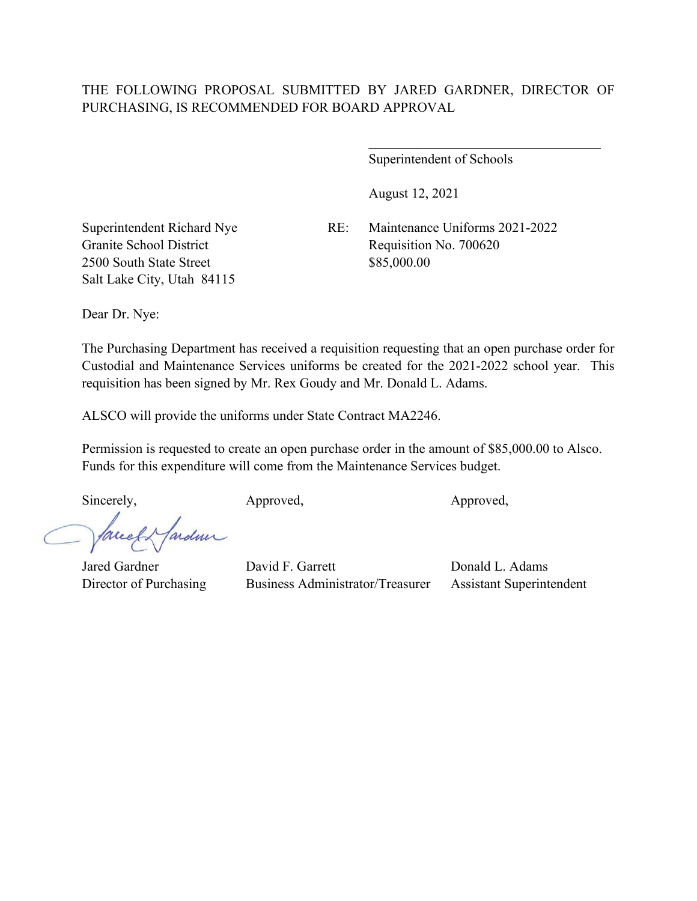THE FOLLOWING PROPOSAL SUBMITTED BY JARED GARDNER, DIRECTOR OF PURCHASING, IS RECOMMENDED FOR BOARD APPROVAL

\_\_\_\_\_\_\_\_\_\_\_\_\_\_\_\_\_\_\_\_\_\_\_\_\_\_\_\_\_\_\_\_\_\_\_\_

Superintendent of Schools

August 12, 2021

Superintendent Richard Nye
Granite School District
2500 South State Street
Salt Lake City, Utah 84115

RE: Maintenance Uniforms 2021-2022
Requisition No. 700620
$85,000.00

Dear Dr. Nye:

The Purchasing Department has received a requisition requesting that an open purchase order for Custodial and Maintenance Services uniforms be created for the 2021-2022 school year. This requisition has been signed by Mr. Rex Goudy and Mr. Donald L. Adams.

ALSCO will provide the uniforms under State Contract MA2246.

Permission is requested to create an open purchase order in the amount of $85,000.00 to Alsco. Funds for this expenditure will come from the Maintenance Services budget.

Sincerely,

Jared Gardner
Director of Purchasing

Approved,

David F. Garrett
Business Administrator/Treasurer

Approved,

Donald L. Adams
Assistant Superintendent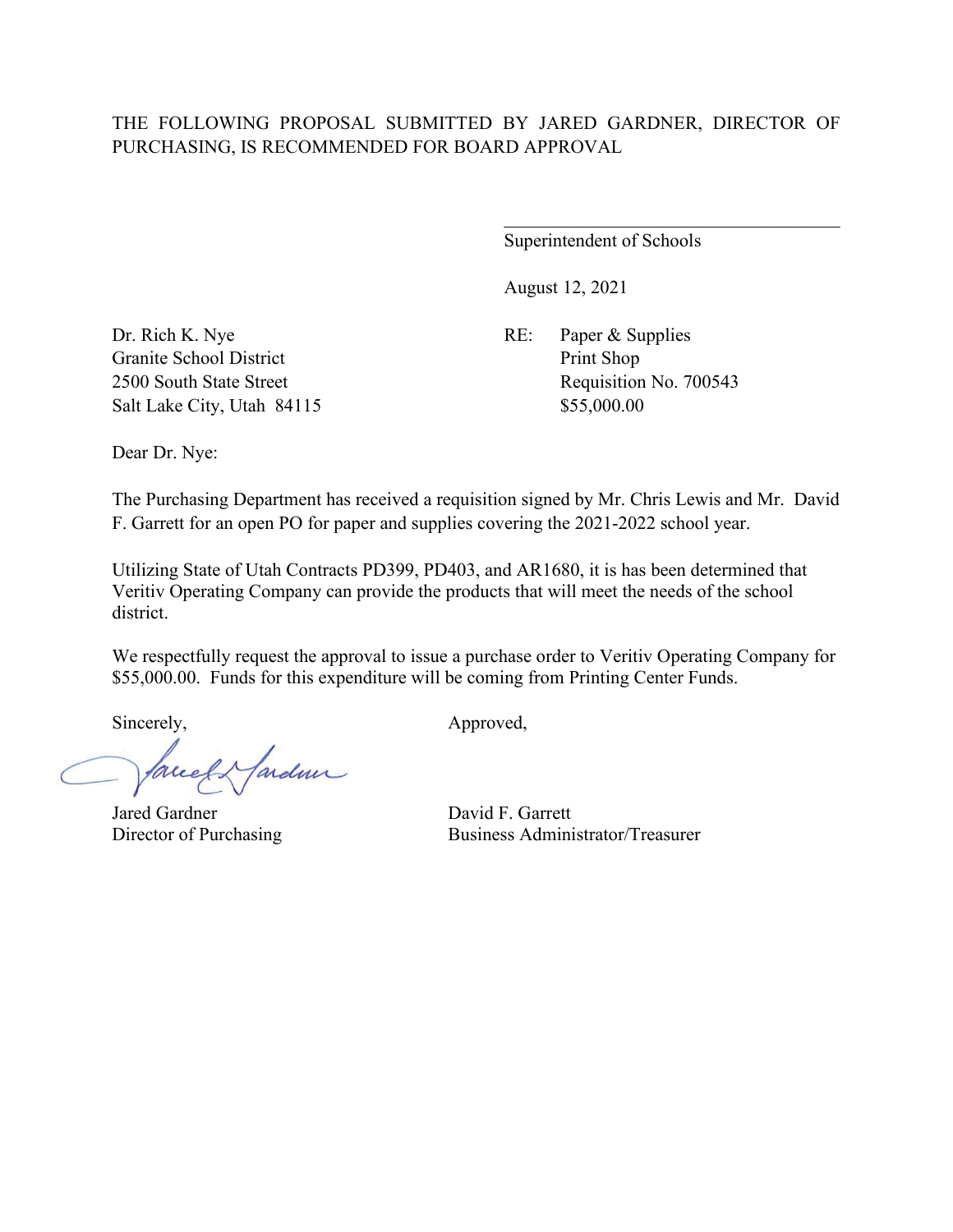THE FOLLOWING PROPOSAL SUBMITTED BY JARED GARDNER, DIRECTOR OF PURCHASING, IS RECOMMENDED FOR BOARD APPROVAL

\_\_\_\_\_\_\_\_\_\_\_\_\_\_\_\_\_\_\_\_\_\_\_\_\_\_\_\_\_\_\_\_\_\_\_\_

Superintendent of Schools

August 12, 2021

Dr. Rich K. Nye
Granite School District
2500 South State Street
Salt Lake City, Utah 84115

RE: Paper & Supplies
Print Shop
Requisition No. 700543
$55,000.00

Dear Dr. Nye:

The Purchasing Department has received a requisition signed by Mr. Chris Lewis and Mr. David F. Garrett for an open PO for paper and supplies covering the 2021-2022 school year.

Utilizing State of Utah Contracts PD399, PD403, and AR1680, it is has been determined that Veritiv Operating Company can provide the products that will meet the needs of the school district.

We respectfully request the approval to issue a purchase order to Veritiv Operating Company for $55,000.00. Funds for this expenditure will be coming from Printing Center Funds.

Sincerely,

Jared Gardner
Director of Purchasing

Approved,

David F. Garrett
Business Administrator/Treasurer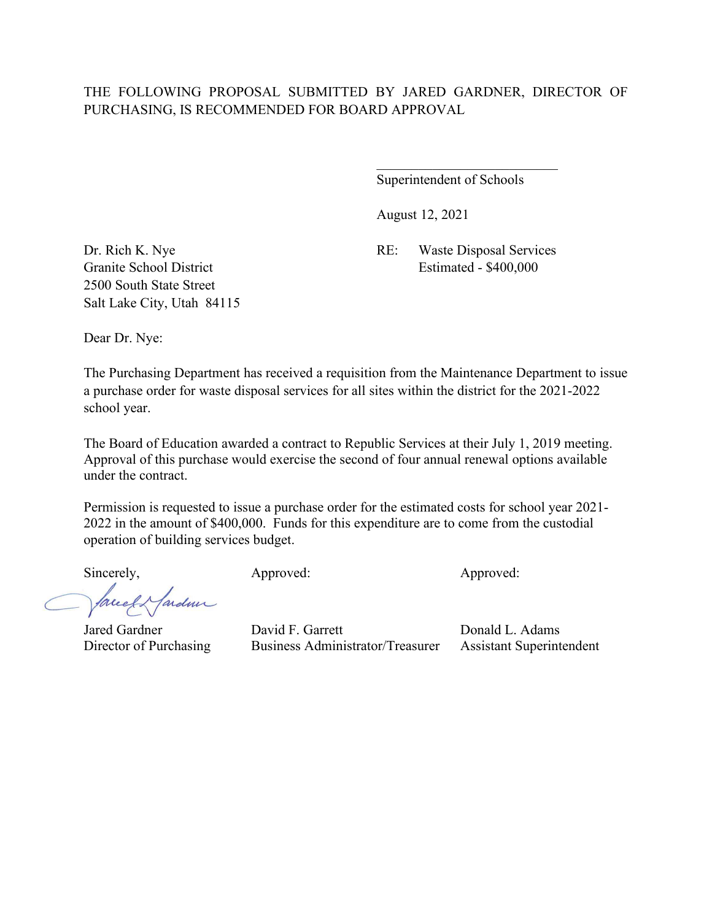THE FOLLOWING PROPOSAL SUBMITTED BY JARED GARDNER, DIRECTOR OF PURCHASING, IS RECOMMENDED FOR BOARD APPROVAL

\_\_\_\_\_\_\_\_\_\_\_\_\_\_\_\_\_\_\_\_\_\_\_\_\_\_\_
Superintendent of Schools

August 12, 2021

Dr. Rich K. Nye
Granite School District
2500 South State Street
Salt Lake City, Utah 84115

RE: Waste Disposal Services
Estimated - $400,000

Dear Dr. Nye:

The Purchasing Department has received a requisition from the Maintenance Department to issue a purchase order for waste disposal services for all sites within the district for the 2021-2022 school year.

The Board of Education awarded a contract to Republic Services at their July 1, 2019 meeting. Approval of this purchase would exercise the second of four annual renewal options available under the contract.

Permission is requested to issue a purchase order for the estimated costs for school year 2021-2022 in the amount of $400,000. Funds for this expenditure are to come from the custodial operation of building services budget.

| Sincerely, | Approved: | Approved: |
|---|---|---|
| Jared Gardner | David F. Garrett | Donald L. Adams |
| Director of Purchasing | Business Administrator/Treasurer | Assistant Superintendent |